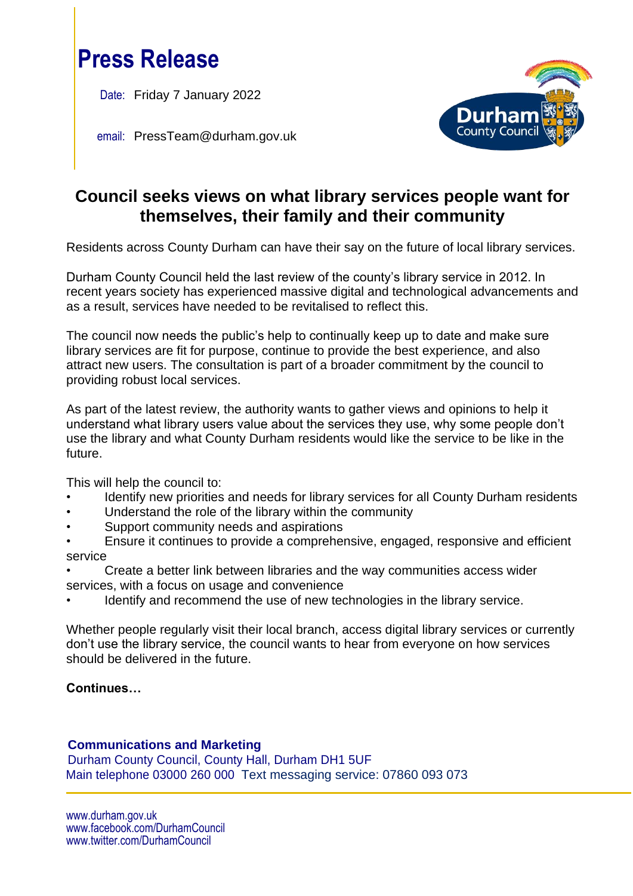# Press Release

Date: Friday 7 January 2022

email: PressTeam@durham.gov.uk

## Council seeks views on what library services people want for themselves, their family and their community

Residents across County Durham can have their say on the future of local library services.

Durham County Council held the last review of the county's library service in 2012. In recent years society has experienced massive digital and technological advancements and as a result, services have needed to be revitalised to reflect this.

The council now needs the public's help to continually keep up to date and make sure library services are fit for purpose, continue to provide the best experience, and also attract new users. The consultation is part of a broader commitment by the council to providing robust local services.

As part of the latest review, the authority wants to gather views and opinions to help it understand what library users value about the services they use, why some people don't use the library and what County Durham residents would like the service to be like in the future.

This will help the council to:

- Identify new priorities and needs for library services for all County Durham residents
- Understand the role of the library within the community
- Support community needs and aspirations
- Ensure it continues to provide a comprehensive, engaged, responsive and efficient service
- Create a better link between libraries and the way communities access wider services, with a focus on usage and convenience
- Identify and recommend the use of new technologies in the library service.

Whether people regularly visit their local branch, access digital library services or currently don't use the library service, the council wants to hear from everyone on how services should be delivered in the future.

**Continues…**

**Communications and Marketing**
Durham County Council, County Hall, Durham DH1 5UF
Main telephone 03000 260 000 Text messaging service: 07860 093 073

www.durham.gov.uk
www.facebook.com/DurhamCouncil
www.twitter.com/DurhamCouncil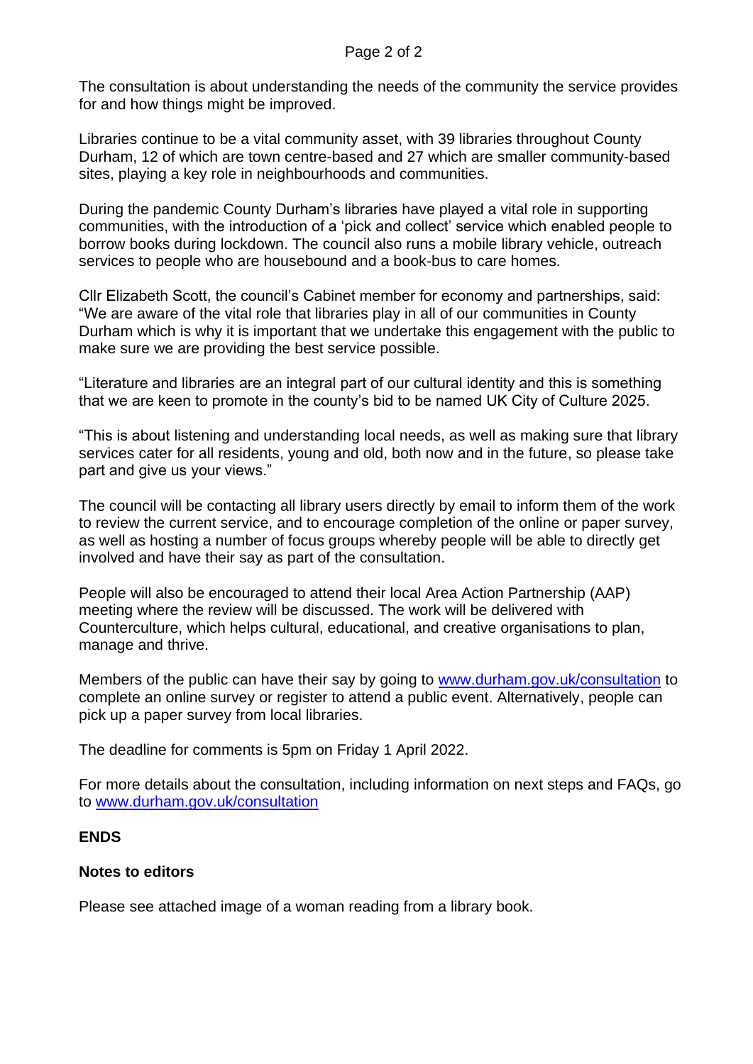The consultation is about understanding the needs of the community the service provides for and how things might be improved.

Libraries continue to be a vital community asset, with 39 libraries throughout County Durham, 12 of which are town centre-based and 27 which are smaller community-based sites, playing a key role in neighbourhoods and communities.

During the pandemic County Durham's libraries have played a vital role in supporting communities, with the introduction of a 'pick and collect' service which enabled people to borrow books during lockdown. The council also runs a mobile library vehicle, outreach services to people who are housebound and a book-bus to care homes.

Cllr Elizabeth Scott, the council's Cabinet member for economy and partnerships, said: "We are aware of the vital role that libraries play in all of our communities in County Durham which is why it is important that we undertake this engagement with the public to make sure we are providing the best service possible.

"Literature and libraries are an integral part of our cultural identity and this is something that we are keen to promote in the county's bid to be named UK City of Culture 2025.

"This is about listening and understanding local needs, as well as making sure that library services cater for all residents, young and old, both now and in the future, so please take part and give us your views."

The council will be contacting all library users directly by email to inform them of the work to review the current service, and to encourage completion of the online or paper survey, as well as hosting a number of focus groups whereby people will be able to directly get involved and have their say as part of the consultation.

People will also be encouraged to attend their local Area Action Partnership (AAP) meeting where the review will be discussed. The work will be delivered with Counterculture, which helps cultural, educational, and creative organisations to plan, manage and thrive.

Members of the public can have their say by going to [www.durham.gov.uk/consultation](www.durham.gov.uk/consultation) to complete an online survey or register to attend a public event. Alternatively, people can pick up a paper survey from local libraries.

The deadline for comments is 5pm on Friday 1 April 2022.

For more details about the consultation, including information on next steps and FAQs, go to [www.durham.gov.uk/consultation](www.durham.gov.uk/consultation)

**ENDS**

**Notes to editors**

Please see attached image of a woman reading from a library book.